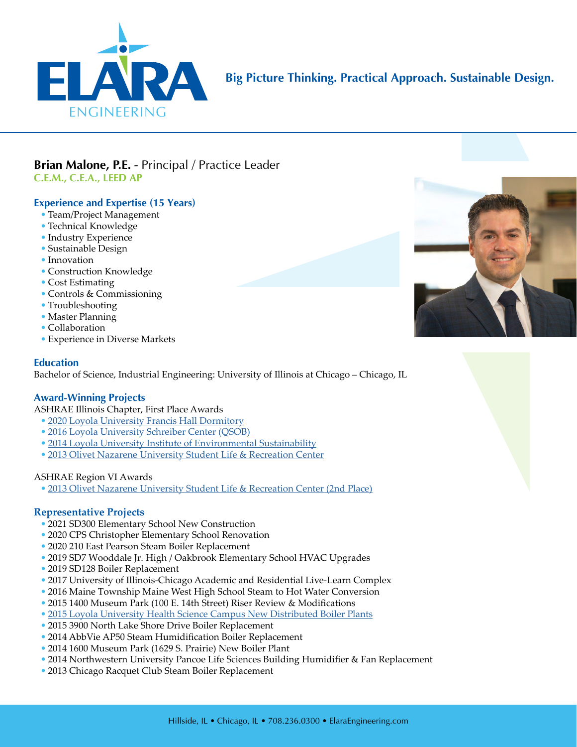ELARA ENGINEERING

**Big Picture Thinking. Practical Approach. Sustainable Design.**

# Brian Malone, P.E. - Principal / Practice Leader

**C.E.M., C.E.A., LEED AP**

## Experience and Expertise (15 Years)

- Team/Project Management
- Technical Knowledge
- Industry Experience
- Sustainable Design
- Innovation
- Construction Knowledge
- Cost Estimating
- Controls & Commissioning
- Troubleshooting
- Master Planning
- Collaboration
- Experience in Diverse Markets

## Education

Bachelor of Science, Industrial Engineering: University of Illinois at Chicago – Chicago, IL

## Award-Winning Projects

ASHRAE Illinois Chapter, First Place Awards

- 2020 Loyola University Francis Hall Dormitory
- 2016 Loyola University Schreiber Center (QSOB)
- 2014 Loyola University Institute of Environmental Sustainability
- 2013 Olivet Nazarene University Student Life & Recreation Center

ASHRAE Region VI Awards

- 2013 Olivet Nazarene University Student Life & Recreation Center (2nd Place)

## Representative Projects

- 2021 SD300 Elementary School New Construction
- 2020 CPS Christopher Elementary School Renovation
- 2020 210 East Pearson Steam Boiler Replacement
- 2019 SD7 Wooddale Jr. High / Oakbrook Elementary School HVAC Upgrades
- 2019 SD128 Boiler Replacement
- 2017 University of Illinois-Chicago Academic and Residential Live-Learn Complex
- 2016 Maine Township Maine West High School Steam to Hot Water Conversion
- 2015 1400 Museum Park (100 E. 14th Street) Riser Review & Modifications
- 2015 Loyola University Health Science Campus New Distributed Boiler Plants
- 2015 3900 North Lake Shore Drive Boiler Replacement
- 2014 AbbVie AP50 Steam Humidification Boiler Replacement
- 2014 1600 Museum Park (1629 S. Prairie) New Boiler Plant
- 2014 Northwestern University Pancoe Life Sciences Building Humidifier & Fan Replacement
- 2013 Chicago Racquet Club Steam Boiler Replacement

Hillside, IL • Chicago, IL • 708.236.0300 • ElaraEngineering.com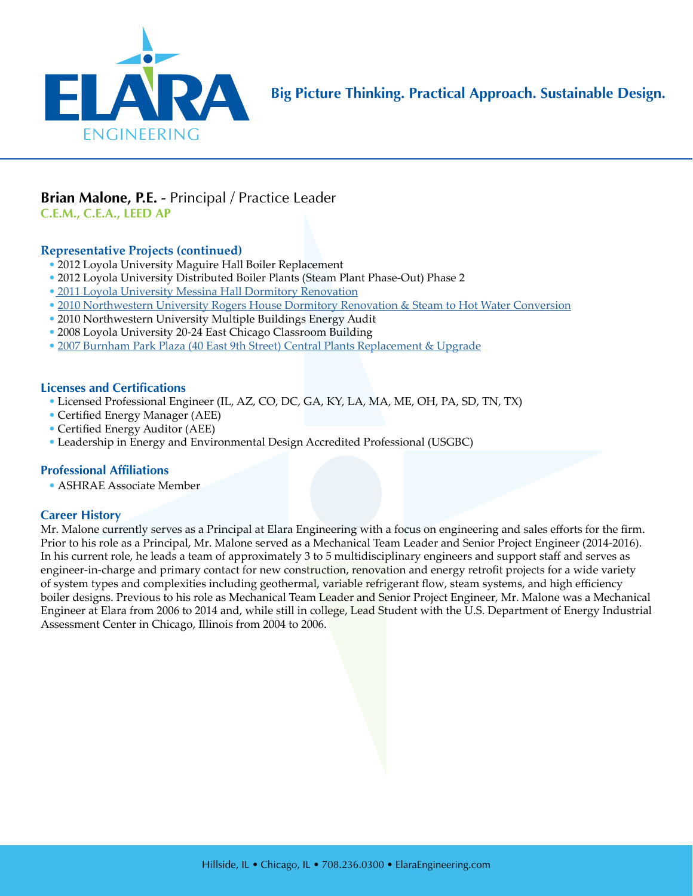# Brian Malone, P.E. - Principal / Practice Leader

**C.E.M., C.E.A., LEED AP**

## Representative Projects (continued)

- 2012 Loyola University Maguire Hall Boiler Replacement
- 2012 Loyola University Distributed Boiler Plants (Steam Plant Phase-Out) Phase 2
- 2011 Loyola University Messina Hall Dormitory Renovation
- 2010 Northwestern University Rogers House Dormitory Renovation & Steam to Hot Water Conversion
- 2010 Northwestern University Multiple Buildings Energy Audit
- 2008 Loyola University 20-24 East Chicago Classroom Building
- 2007 Burnham Park Plaza (40 East 9th Street) Central Plants Replacement & Upgrade

## Licenses and Certifications

- Licensed Professional Engineer (IL, AZ, CO, DC, GA, KY, LA, MA, ME, OH, PA, SD, TN, TX)
- Certified Energy Manager (AEE)
- Certified Energy Auditor (AEE)
- Leadership in Energy and Environmental Design Accredited Professional (USGBC)

## Professional Affiliations

- ASHRAE Associate Member

## Career History

Mr. Malone currently serves as a Principal at Elara Engineering with a focus on engineering and sales efforts for the firm. Prior to his role as a Principal, Mr. Malone served as a Mechanical Team Leader and Senior Project Engineer (2014-2016). In his current role, he leads a team of approximately 3 to 5 multidisciplinary engineers and support staff and serves as engineer-in-charge and primary contact for new construction, renovation and energy retrofit projects for a wide variety of system types and complexities including geothermal, variable refrigerant flow, steam systems, and high efficiency boiler designs. Previous to his role as Mechanical Team Leader and Senior Project Engineer, Mr. Malone was a Mechanical Engineer at Elara from 2006 to 2014 and, while still in college, Lead Student with the U.S. Department of Energy Industrial Assessment Center in Chicago, Illinois from 2004 to 2006.